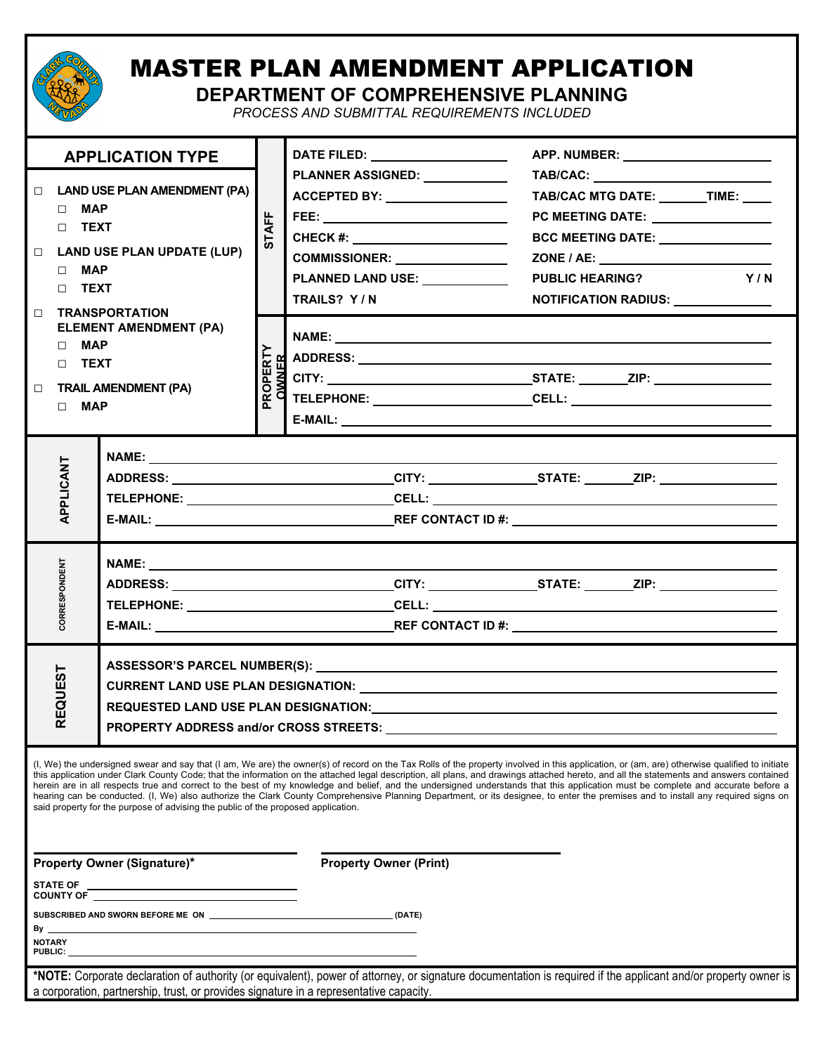# MASTER PLAN AMENDMENT APPLICATION

## DEPARTMENT OF COMPREHENSIVE PLANNING

*PROCESS AND SUBMITTAL REQUIREMENTS INCLUDED*

### APPLICATION TYPE

- ☐ **LAND USE PLAN AMENDMENT (PA)**
  - ☐ **MAP**
  - ☐ **TEXT**
- ☐ **LAND USE PLAN UPDATE (LUP)**
  - ☐ **MAP**
  - ☐ **TEXT**
- ☐ **TRANSPORTATION ELEMENT AMENDMENT (PA)**
  - ☐ **MAP**
  - ☐ **TEXT**
- ☐ **TRAIL AMENDMENT (PA)**
  - ☐ **MAP**

### STAFF

| | |
|---|---|
| **DATE FILED:** ______ | **APP. NUMBER:** ______ |
| **PLANNER ASSIGNED:** ______ | **TAB/CAC:** ______ |
| **ACCEPTED BY:** ______ | **TAB/CAC MTG DATE:** ______ **TIME:** ____ |
| **FEE:** ______ | **PC MEETING DATE:** ______ |
| **CHECK #:** ______ | **BCC MEETING DATE:** ______ |
| **COMMISSIONER:** ______ | **ZONE / AE:** ______ |
| **PLANNED LAND USE:** ______ | **PUBLIC HEARING? Y / N** |
| **TRAILS? Y / N** | **NOTIFICATION RADIUS:** ______ |

### PROPERTY OWNER

**NAME:** ______

**ADDRESS:** ______

**CITY:** ______ **STATE:** ______ **ZIP:** ______

**TELEPHONE:** ______ **CELL:** ______

**E-MAIL:** ______

### APPLICANT

**NAME:** ______

**ADDRESS:** ______ **CITY:** ______ **STATE:** ______ **ZIP:** ______

**TELEPHONE:** ______ **CELL:** ______

**E-MAIL:** ______ **REF CONTACT ID #:** ______

### CORRESPONDENT

**NAME:** ______

**ADDRESS:** ______ **CITY:** ______ **STATE:** ______ **ZIP:** ______

**TELEPHONE:** ______ **CELL:** ______

**E-MAIL:** ______ **REF CONTACT ID #:** ______

### REQUEST

**ASSESSOR'S PARCEL NUMBER(S):** ______

**CURRENT LAND USE PLAN DESIGNATION:** ______

**REQUESTED LAND USE PLAN DESIGNATION:** ______

**PROPERTY ADDRESS and/or CROSS STREETS:** ______

(I, We) the undersigned swear and say that (I am, We are) the owner(s) of record on the Tax Rolls of the property involved in this application, or (am, are) otherwise qualified to initiate this application under Clark County Code; that the information on the attached legal description, all plans, and drawings attached hereto, and all the statements and answers contained herein are in all respects true and correct to the best of my knowledge and belief, and the undersigned understands that this application must be complete and accurate before a hearing can be conducted. (I, We) also authorize the Clark County Comprehensive Planning Department, or its designee, to enter the premises and to install any required signs on said property for the purpose of advising the public of the proposed application.

______ ______

**Property Owner (Signature)*** **Property Owner (Print)**

**STATE OF** ______

**COUNTY OF** ______

**SUBSCRIBED AND SWORN BEFORE ME ON** ______ **(DATE)**

**By** ______

**NOTARY PUBLIC:** ______

***NOTE:** Corporate declaration of authority (or equivalent), power of attorney, or signature documentation is required if the applicant and/or property owner is a corporation, partnership, trust, or provides signature in a representative capacity.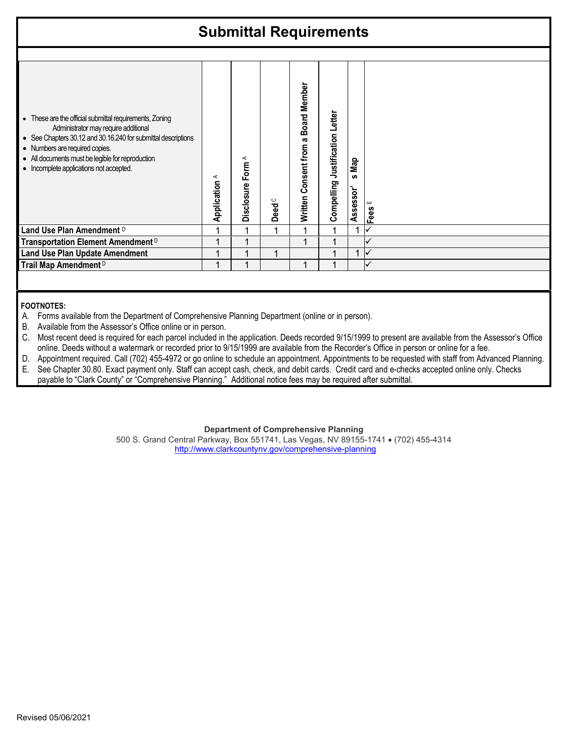# Submittal Requirements

| • These are the official submittal requirements, Zoning Administrator may require additional<br>• See Chapters 30.12 and 30.16.240 for submittal descriptions<br>• Numbers are required copies.<br>• All documents must be legible for reproduction<br>• Incomplete applications not accepted. | Application [A] | Disclosure Form [A] | Deed [C] | Written Consent from a Board Member | Compelling Justification Letter | Assessor's Map | Fees [E] |
|---|---|---|---|---|---|---|---|
| **Land Use Plan Amendment [D]** | 1 | 1 | 1 | 1 | 1 | 1 | ✓ |
| **Transportation Element Amendment [D]** | 1 | 1 | | 1 | 1 | | ✓ |
| **Land Use Plan Update Amendment** | 1 | 1 | 1 | | 1 | 1 | ✓ |
| **Trail Map Amendment [D]** | 1 | 1 | | 1 | 1 | | ✓ |

**FOOTNOTES:**

A. Forms available from the Department of Comprehensive Planning Department (online or in person).

B. Available from the Assessor's Office online or in person.

C. Most recent deed is required for each parcel included in the application. Deeds recorded 9/15/1999 to present are available from the Assessor's Office online. Deeds without a watermark or recorded prior to 9/15/1999 are available from the Recorder's Office in person or online for a fee.

D. Appointment required. Call (702) 455-4972 or go online to schedule an appointment. Appointments to be requested with staff from Advanced Planning.

E. See Chapter 30.80. Exact payment only. Staff can accept cash, check, and debit cards. Credit card and e-checks accepted online only. Checks payable to "Clark County" or "Comprehensive Planning." Additional notice fees may be required after submittal.

**Department of Comprehensive Planning**
500 S. Grand Central Parkway, Box 551741, Las Vegas, NV 89155-1741 • (702) 455-4314
http://www.clarkcountynv.gov/comprehensive-planning

Revised 05/06/2021